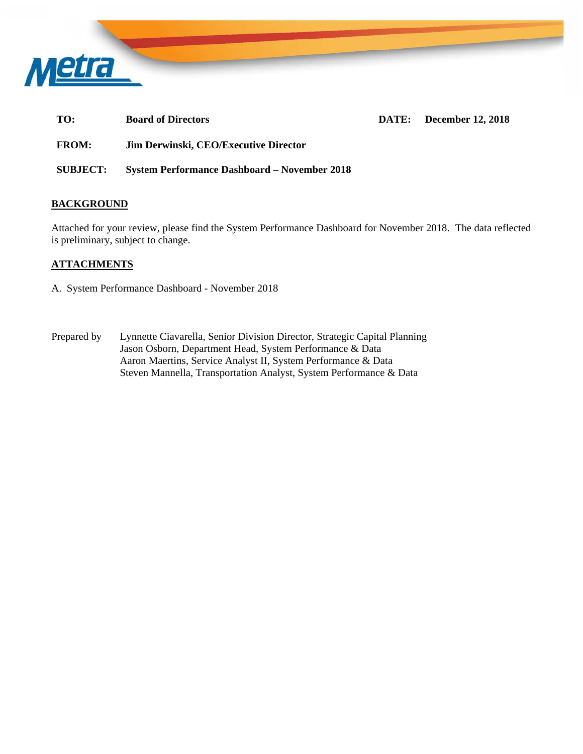Metra

| | | | |
|---|---|---|---|
| **TO:** | **Board of Directors** | **DATE:** | **December 12, 2018** |
| **FROM:** | **Jim Derwinski, CEO/Executive Director** | | |
| **SUBJECT:** | **System Performance Dashboard – November 2018** | | |

## BACKGROUND

Attached for your review, please find the System Performance Dashboard for November 2018. The data reflected is preliminary, subject to change.

## ATTACHMENTS

A. System Performance Dashboard - November 2018

Prepared by Lynnette Ciavarella, Senior Division Director, Strategic Capital Planning
Jason Osborn, Department Head, System Performance & Data
Aaron Maertins, Service Analyst II, System Performance & Data
Steven Mannella, Transportation Analyst, System Performance & Data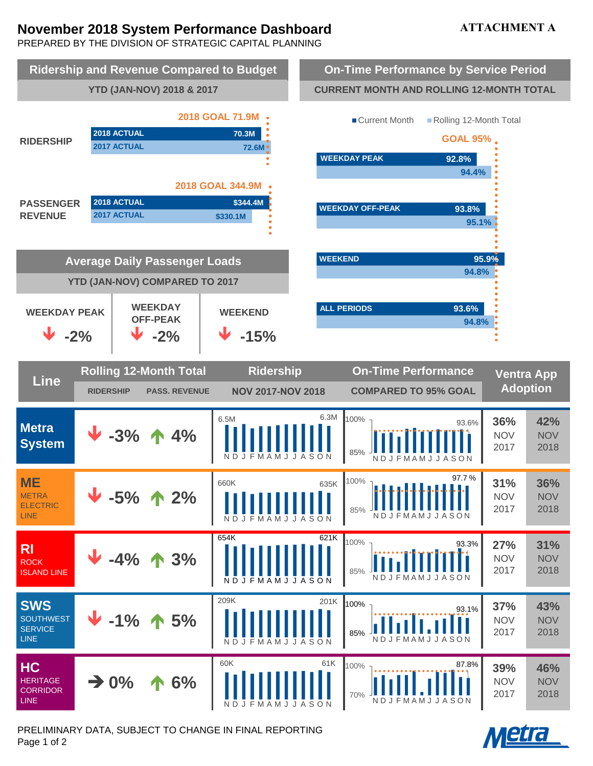# November 2018 System Performance Dashboard

**ATTACHMENT A**

PREPARED BY THE DIVISION OF STRATEGIC CAPITAL PLANNING

## Ridership and Revenue Compared to Budget

YTD (JAN-NOV) 2018 & 2017

| | 2018 ACTUAL | 2017 ACTUAL | 2018 GOAL |
|---|---|---|---|
| RIDERSHIP | 70.3M | 72.6M | 71.9M |
| PASSENGER REVENUE | $344.4M | $330.1M | $344.9M |

## On-Time Performance by Service Period

CURRENT MONTH AND ROLLING 12-MONTH TOTAL

GOAL 95%

| Service Period | Current Month | Rolling 12-Month Total |
|---|---|---|
| WEEKDAY PEAK | 92.8% | 94.4% |
| WEEKDAY OFF-PEAK | 93.8% | 95.1% |
| WEEKEND | 95.9% | 94.8% |
| ALL PERIODS | 93.6% | 94.8% |

## Average Daily Passenger Loads

YTD (JAN-NOV) COMPARED TO 2017

| WEEKDAY PEAK | WEEKDAY OFF-PEAK | WEEKEND |
|---|---|---|
| ↓ -2% | ↓ -2% | ↓ -15% |

## Line Performance

| Line | Rolling 12-Month Total: Ridership | Rolling 12-Month Total: Pass. Revenue | Ridership NOV 2017-NOV 2018 | On-Time Performance Compared to 95% Goal | Ventra App Adoption NOV 2017 | Ventra App Adoption NOV 2018 |
|---|---|---|---|---|---|---|
| Metra System | ↓ -3% | ↑ 4% | 6.5M (Nov 2017) – 6.3M (Nov 2018) | 93.6% | 36% | 42% |
| ME – Metra Electric Line | ↓ -5% | ↑ 2% | 660K – 635K | 97.7 % | 31% | 36% |
| RI – Rock Island Line | ↓ -4% | ↑ 3% | 654K – 621K | 93.3% | 27% | 31% |
| SWS – SouthWest Service Line | ↓ -1% | ↑ 5% | 209K – 201K | 93.1% | 37% | 43% |
| HC – Heritage Corridor Line | → 0% | ↑ 6% | 60K – 61K | 87.8% | 39% | 46% |

PRELIMINARY DATA, SUBJECT TO CHANGE IN FINAL REPORTING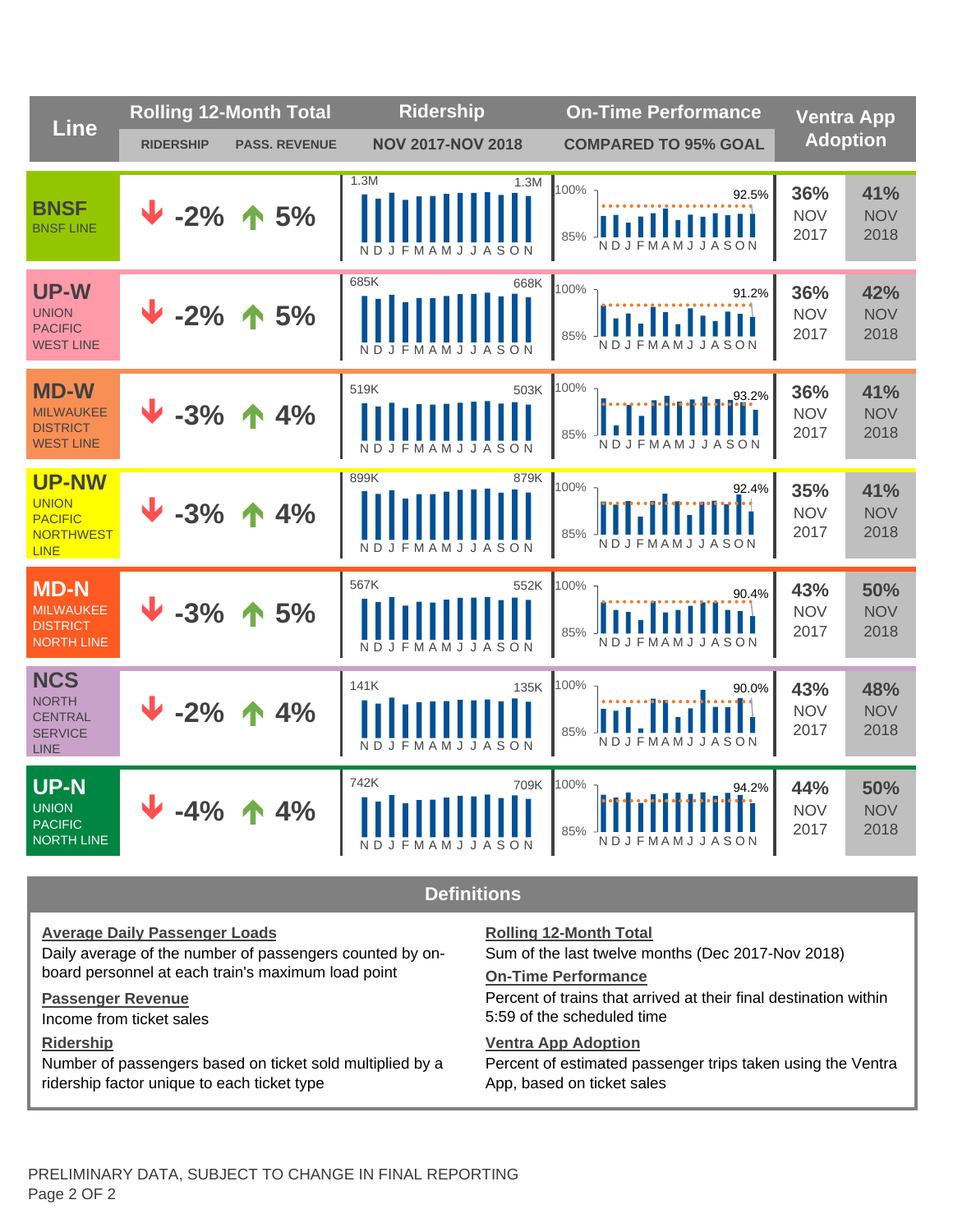| Line | Rolling 12-Month Total | | Ridership | On-Time Performance | Ventra App Adoption | |
|---|---|---|---|---|---|---|
| | RIDERSHIP | PASS. REVENUE | NOV 2017-NOV 2018 | COMPARED TO 95% GOAL | | |
| **BNSF** BNSF LINE | -2% | 5% | 1.3M … 1.3M | 92.5% | 36% NOV 2017 | 41% NOV 2018 |
| **UP-W** UNION PACIFIC WEST LINE | -2% | 5% | 685K … 668K | 91.2% | 36% NOV 2017 | 42% NOV 2018 |
| **MD-W** MILWAUKEE DISTRICT WEST LINE | -3% | 4% | 519K … 503K | 93.2% | 36% NOV 2017 | 41% NOV 2018 |
| **UP-NW** UNION PACIFIC NORTHWEST LINE | -3% | 4% | 899K … 879K | 92.4% | 35% NOV 2017 | 41% NOV 2018 |
| **MD-N** MILWAUKEE DISTRICT NORTH LINE | -3% | 5% | 567K … 552K | 90.4% | 43% NOV 2017 | 50% NOV 2018 |
| **NCS** NORTH CENTRAL SERVICE LINE | -2% | 4% | 141K … 135K | 90.0% | 43% NOV 2017 | 48% NOV 2018 |
| **UP-N** UNION PACIFIC NORTH LINE | -4% | 4% | 742K … 709K | 94.2% | 44% NOV 2017 | 50% NOV 2018 |

Ridership charts: N D J F M A M J J A S O N

On-Time Performance charts: 100%, 85%; N D J F M A M J J A S O N

## Definitions

**Average Daily Passenger Loads**
Daily average of the number of passengers counted by on-board personnel at each train's maximum load point

**Passenger Revenue**
Income from ticket sales

**Ridership**
Number of passengers based on ticket sold multiplied by a ridership factor unique to each ticket type

**Rolling 12-Month Total**
Sum of the last twelve months (Dec 2017-Nov 2018)

**On-Time Performance**
Percent of trains that arrived at their final destination within 5:59 of the scheduled time

**Ventra App Adoption**
Percent of estimated passenger trips taken using the Ventra App, based on ticket sales

PRELIMINARY DATA, SUBJECT TO CHANGE IN FINAL REPORTING